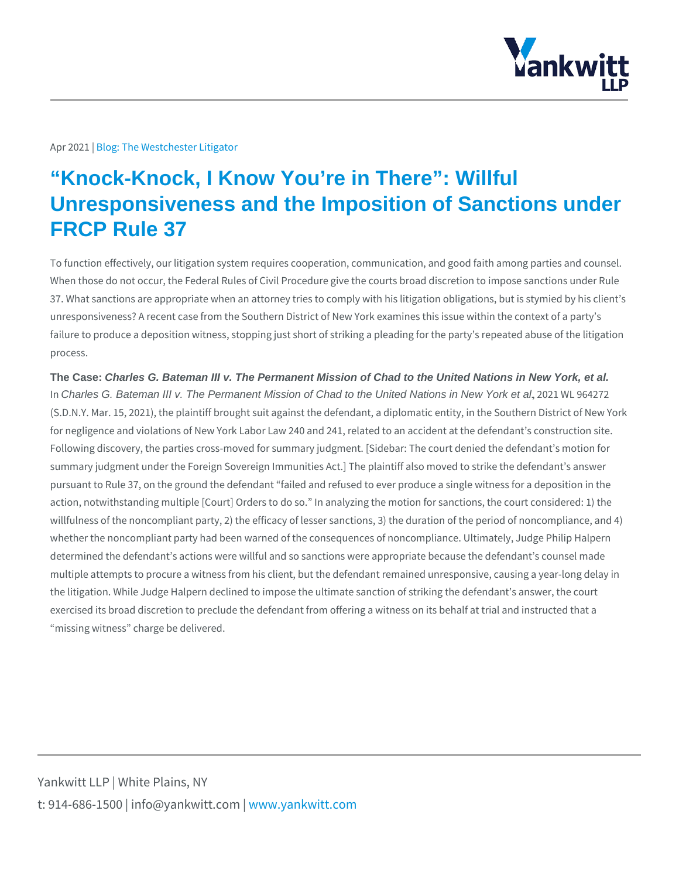Apr 2021 | Blog: The Westchester Litigator

# "Knock-Knock, I Know You're in There": Willful Unresponsiveness and the Imposition of Sanctions under FRCP Rule 37

To function effectively, our litigation system requires cooperation, communication, and good faith among parties and counsel. When those do not occur, the Federal Rules of Civil Procedure give the courts broad discretion to impose sanctions under Rule 37. What sanctions are appropriate when an attorney tries to comply with his litigation obligations, but is stymied by his client's unresponsiveness? A recent case from the Southern District of New York examines this issue within the context of a party's failure to produce a deposition witness, stopping just short of striking a pleading for the party's repeated abuse of the litigation process.

**The Case:** ***Charles G. Bateman III v. The Permanent Mission of Chad to the United Nations in New York, et al.***

In *Charles G. Bateman III v. The Permanent Mission of Chad to the United Nations in New York et al*, 2021 WL 964272 (S.D.N.Y. Mar. 15, 2021), the plaintiff brought suit against the defendant, a diplomatic entity, in the Southern District of New York for negligence and violations of New York Labor Law 240 and 241, related to an accident at the defendant's construction site. Following discovery, the parties cross-moved for summary judgment. [Sidebar: The court denied the defendant's motion for summary judgment under the Foreign Sovereign Immunities Act.] The plaintiff also moved to strike the defendant's answer pursuant to Rule 37, on the ground the defendant "failed and refused to ever produce a single witness for a deposition in the action, notwithstanding multiple [Court] Orders to do so." In analyzing the motion for sanctions, the court considered: 1) the willfulness of the noncompliant party, 2) the efficacy of lesser sanctions, 3) the duration of the period of noncompliance, and 4) whether the noncompliant party had been warned of the consequences of noncompliance. Ultimately, Judge Philip Halpern determined the defendant's actions were willful and so sanctions were appropriate because the defendant's counsel made multiple attempts to procure a witness from his client, but the defendant remained unresponsive, causing a year-long delay in the litigation. While Judge Halpern declined to impose the ultimate sanction of striking the defendant's answer, the court exercised its broad discretion to preclude the defendant from offering a witness on its behalf at trial and instructed that a "missing witness" charge be delivered.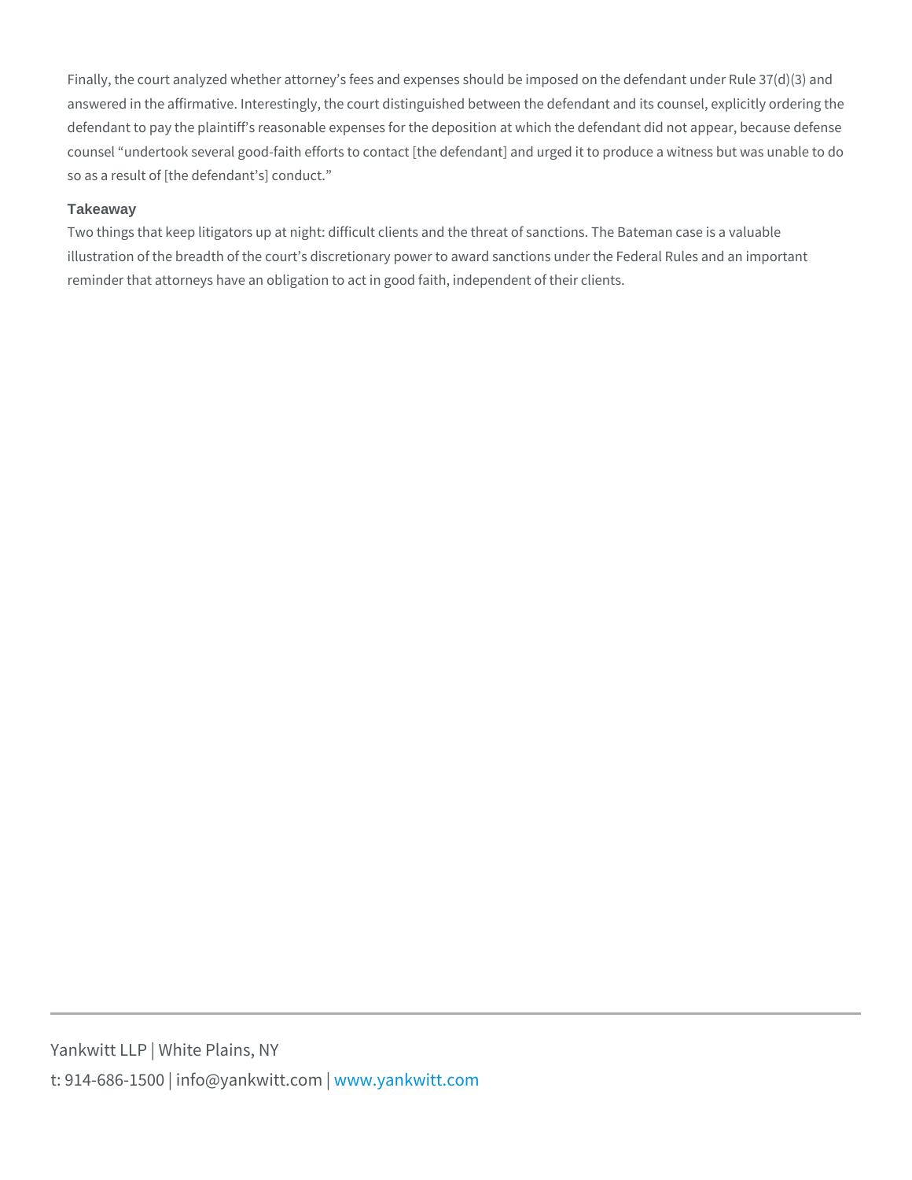Finally, the court analyzed whether attorney's fees and expenses should be imposed on the defendant under Rule 37(d)(3) and answered in the affirmative. Interestingly, the court distinguished between the defendant and its counsel, explicitly ordering the defendant to pay the plaintiff's reasonable expenses for the deposition at which the defendant did not appear, because defense counsel "undertook several good-faith efforts to contact [the defendant] and urged it to produce a witness but was unable to do so as a result of [the defendant's] conduct."

### Takeaway

Two things that keep litigators up at night: difficult clients and the threat of sanctions. The Bateman case is a valuable illustration of the breadth of the court's discretionary power to award sanctions under the Federal Rules and an important reminder that attorneys have an obligation to act in good faith, independent of their clients.